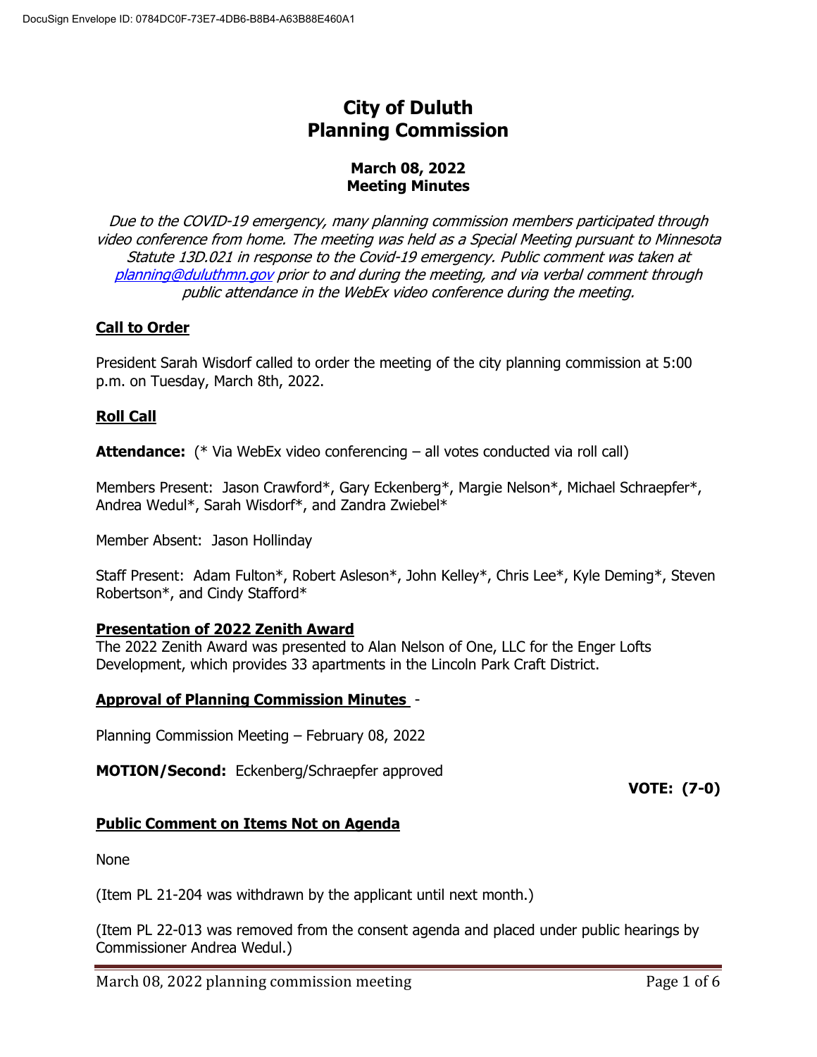# City of Duluth Planning Commission

## March 08, 2022 Meeting Minutes

*Due to the COVID-19 emergency, many planning commission members participated through video conference from home. The meeting was held as a Special Meeting pursuant to Minnesota Statute 13D.021 in response to the Covid-19 emergency. Public comment was taken at [planning@duluthmn.gov](mailto:planning@duluthmn.gov) prior to and during the meeting, and via verbal comment through public attendance in the WebEx video conference during the meeting.*

### Call to Order

President Sarah Wisdorf called to order the meeting of the city planning commission at 5:00 p.m. on Tuesday, March 8th, 2022.

### Roll Call

**Attendance:** (* Via WebEx video conferencing – all votes conducted via roll call)

Members Present: Jason Crawford*, Gary Eckenberg*, Margie Nelson*, Michael Schraepfer*, Andrea Wedul*, Sarah Wisdorf*, and Zandra Zwiebel*

Member Absent: Jason Hollinday

Staff Present: Adam Fulton*, Robert Asleson*, John Kelley*, Chris Lee*, Kyle Deming*, Steven Robertson*, and Cindy Stafford*

### Presentation of 2022 Zenith Award

The 2022 Zenith Award was presented to Alan Nelson of One, LLC for the Enger Lofts Development, which provides 33 apartments in the Lincoln Park Craft District.

### Approval of Planning Commission Minutes -

Planning Commission Meeting – February 08, 2022

**MOTION/Second:** Eckenberg/Schraepfer approved

**VOTE: (7-0)**

### Public Comment on Items Not on Agenda

None

(Item PL 21-204 was withdrawn by the applicant until next month.)

(Item PL 22-013 was removed from the consent agenda and placed under public hearings by Commissioner Andrea Wedul.)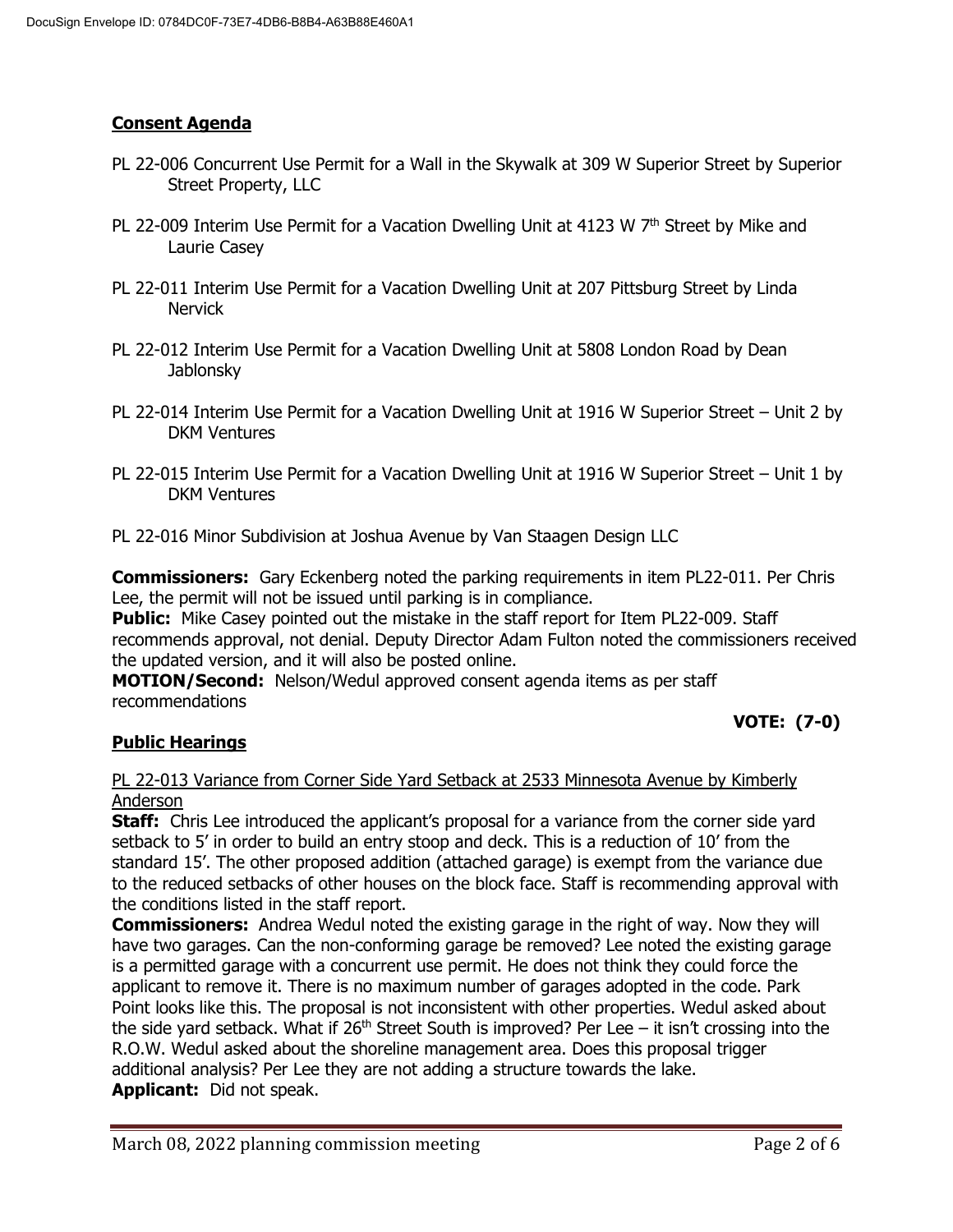## Consent Agenda

PL 22-006 Concurrent Use Permit for a Wall in the Skywalk at 309 W Superior Street by Superior Street Property, LLC

PL 22-009 Interim Use Permit for a Vacation Dwelling Unit at 4123 W 7th Street by Mike and Laurie Casey

PL 22-011 Interim Use Permit for a Vacation Dwelling Unit at 207 Pittsburg Street by Linda Nervick

PL 22-012 Interim Use Permit for a Vacation Dwelling Unit at 5808 London Road by Dean Jablonsky

PL 22-014 Interim Use Permit for a Vacation Dwelling Unit at 1916 W Superior Street – Unit 2 by DKM Ventures

PL 22-015 Interim Use Permit for a Vacation Dwelling Unit at 1916 W Superior Street – Unit 1 by DKM Ventures

PL 22-016 Minor Subdivision at Joshua Avenue by Van Staagen Design LLC

**Commissioners:** Gary Eckenberg noted the parking requirements in item PL22-011. Per Chris Lee, the permit will not be issued until parking is in compliance.
**Public:** Mike Casey pointed out the mistake in the staff report for Item PL22-009. Staff recommends approval, not denial. Deputy Director Adam Fulton noted the commissioners received the updated version, and it will also be posted online.
**MOTION/Second:** Nelson/Wedul approved consent agenda items as per staff recommendations

**VOTE: (7-0)**

## Public Hearings

PL 22-013 Variance from Corner Side Yard Setback at 2533 Minnesota Avenue by Kimberly Anderson

**Staff:** Chris Lee introduced the applicant's proposal for a variance from the corner side yard setback to 5' in order to build an entry stoop and deck. This is a reduction of 10' from the standard 15'. The other proposed addition (attached garage) is exempt from the variance due to the reduced setbacks of other houses on the block face. Staff is recommending approval with the conditions listed in the staff report.
**Commissioners:** Andrea Wedul noted the existing garage in the right of way. Now they will have two garages. Can the non-conforming garage be removed? Lee noted the existing garage is a permitted garage with a concurrent use permit. He does not think they could force the applicant to remove it. There is no maximum number of garages adopted in the code. Park Point looks like this. The proposal is not inconsistent with other properties. Wedul asked about the side yard setback. What if 26th Street South is improved? Per Lee – it isn't crossing into the R.O.W. Wedul asked about the shoreline management area. Does this proposal trigger additional analysis? Per Lee they are not adding a structure towards the lake.
**Applicant:** Did not speak.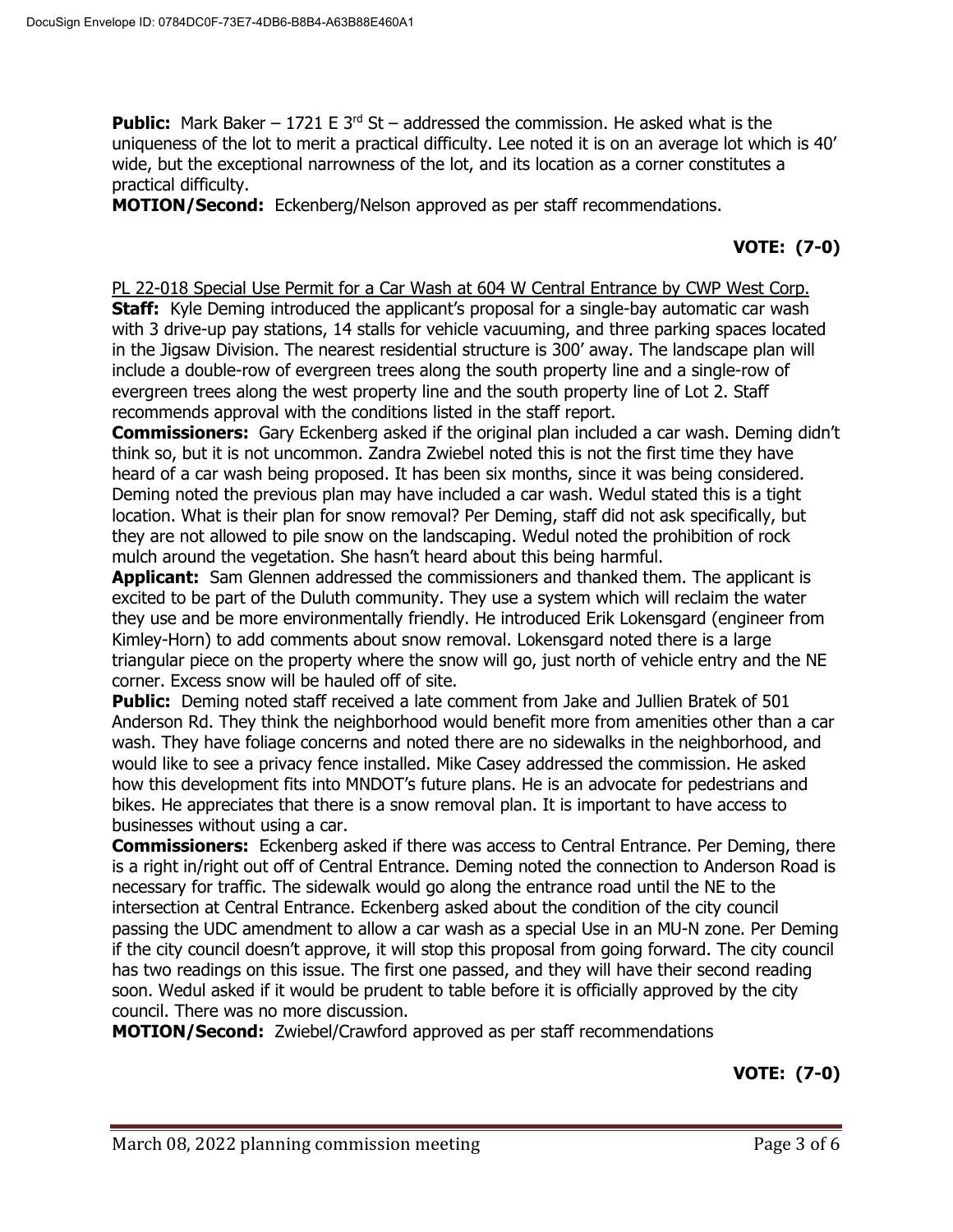**Public:** Mark Baker – 1721 E 3rd St – addressed the commission. He asked what is the uniqueness of the lot to merit a practical difficulty. Lee noted it is on an average lot which is 40' wide, but the exceptional narrowness of the lot, and its location as a corner constitutes a practical difficulty.

**MOTION/Second:** Eckenberg/Nelson approved as per staff recommendations.

**VOTE: (7-0)**

PL 22-018 Special Use Permit for a Car Wash at 604 W Central Entrance by CWP West Corp.

**Staff:** Kyle Deming introduced the applicant's proposal for a single-bay automatic car wash with 3 drive-up pay stations, 14 stalls for vehicle vacuuming, and three parking spaces located in the Jigsaw Division. The nearest residential structure is 300' away. The landscape plan will include a double-row of evergreen trees along the south property line and a single-row of evergreen trees along the west property line and the south property line of Lot 2. Staff recommends approval with the conditions listed in the staff report.

**Commissioners:** Gary Eckenberg asked if the original plan included a car wash. Deming didn't think so, but it is not uncommon. Zandra Zwiebel noted this is not the first time they have heard of a car wash being proposed. It has been six months, since it was being considered. Deming noted the previous plan may have included a car wash. Wedul stated this is a tight location. What is their plan for snow removal? Per Deming, staff did not ask specifically, but they are not allowed to pile snow on the landscaping. Wedul noted the prohibition of rock mulch around the vegetation. She hasn't heard about this being harmful.

**Applicant:** Sam Glennen addressed the commissioners and thanked them. The applicant is excited to be part of the Duluth community. They use a system which will reclaim the water they use and be more environmentally friendly. He introduced Erik Lokensgard (engineer from Kimley-Horn) to add comments about snow removal. Lokensgard noted there is a large triangular piece on the property where the snow will go, just north of vehicle entry and the NE corner. Excess snow will be hauled off of site.

**Public:** Deming noted staff received a late comment from Jake and Jullien Bratek of 501 Anderson Rd. They think the neighborhood would benefit more from amenities other than a car wash. They have foliage concerns and noted there are no sidewalks in the neighborhood, and would like to see a privacy fence installed. Mike Casey addressed the commission. He asked how this development fits into MNDOT's future plans. He is an advocate for pedestrians and bikes. He appreciates that there is a snow removal plan. It is important to have access to businesses without using a car.

**Commissioners:** Eckenberg asked if there was access to Central Entrance. Per Deming, there is a right in/right out off of Central Entrance. Deming noted the connection to Anderson Road is necessary for traffic. The sidewalk would go along the entrance road until the NE to the intersection at Central Entrance. Eckenberg asked about the condition of the city council passing the UDC amendment to allow a car wash as a special Use in an MU-N zone. Per Deming if the city council doesn't approve, it will stop this proposal from going forward. The city council has two readings on this issue. The first one passed, and they will have their second reading soon. Wedul asked if it would be prudent to table before it is officially approved by the city council. There was no more discussion.

**MOTION/Second:** Zwiebel/Crawford approved as per staff recommendations

**VOTE: (7-0)**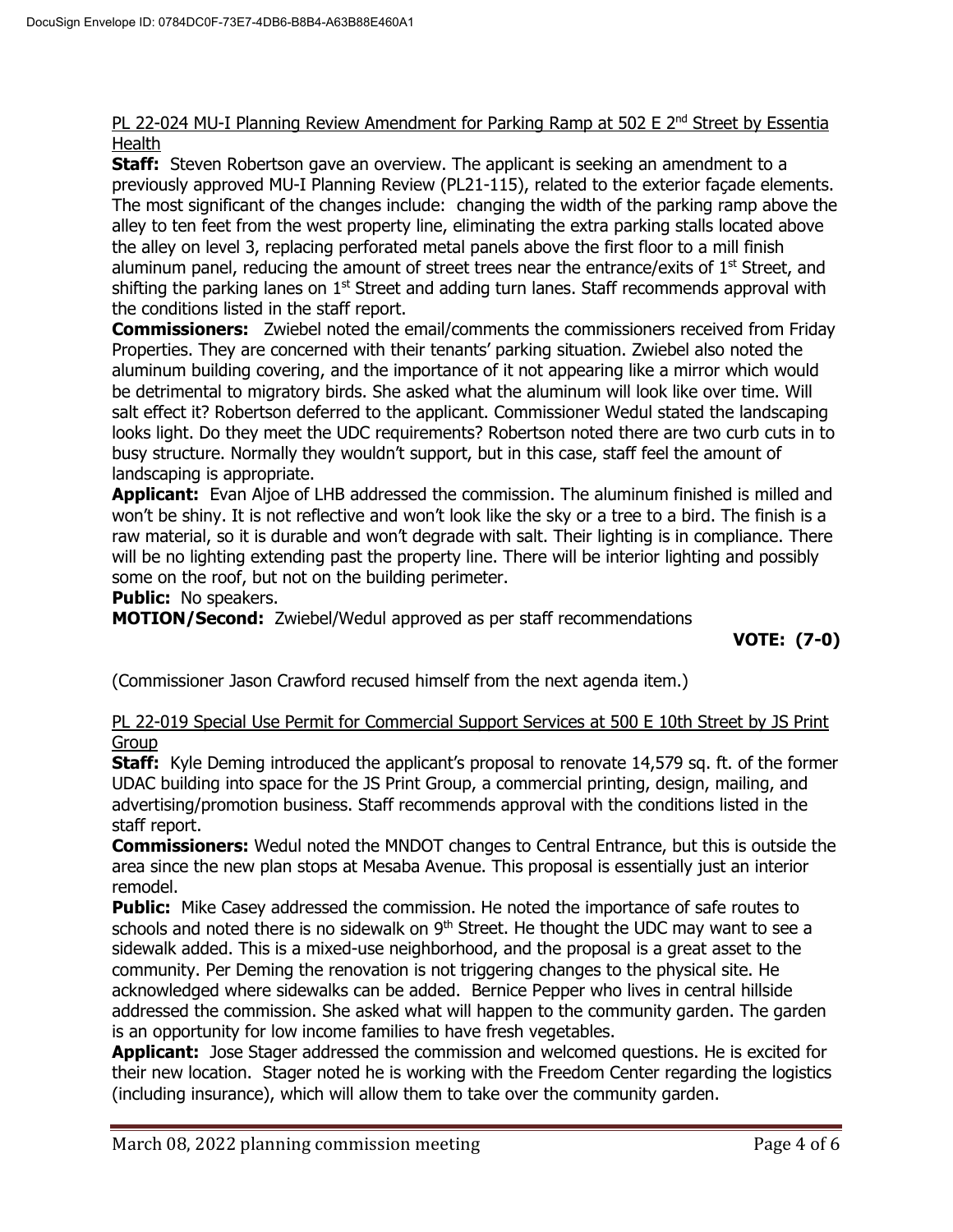PL 22-024 MU-I Planning Review Amendment for Parking Ramp at 502 E 2nd Street by Essentia Health

**Staff:** Steven Robertson gave an overview. The applicant is seeking an amendment to a previously approved MU-I Planning Review (PL21-115), related to the exterior façade elements. The most significant of the changes include: changing the width of the parking ramp above the alley to ten feet from the west property line, eliminating the extra parking stalls located above the alley on level 3, replacing perforated metal panels above the first floor to a mill finish aluminum panel, reducing the amount of street trees near the entrance/exits of 1st Street, and shifting the parking lanes on 1st Street and adding turn lanes. Staff recommends approval with the conditions listed in the staff report.

**Commissioners:** Zwiebel noted the email/comments the commissioners received from Friday Properties. They are concerned with their tenants' parking situation. Zwiebel also noted the aluminum building covering, and the importance of it not appearing like a mirror which would be detrimental to migratory birds. She asked what the aluminum will look like over time. Will salt effect it? Robertson deferred to the applicant. Commissioner Wedul stated the landscaping looks light. Do they meet the UDC requirements? Robertson noted there are two curb cuts in to busy structure. Normally they wouldn't support, but in this case, staff feel the amount of landscaping is appropriate.

**Applicant:** Evan Aljoe of LHB addressed the commission. The aluminum finished is milled and won't be shiny. It is not reflective and won't look like the sky or a tree to a bird. The finish is a raw material, so it is durable and won't degrade with salt. Their lighting is in compliance. There will be no lighting extending past the property line. There will be interior lighting and possibly some on the roof, but not on the building perimeter.

**Public:** No speakers.

**MOTION/Second:** Zwiebel/Wedul approved as per staff recommendations

**VOTE: (7-0)**

(Commissioner Jason Crawford recused himself from the next agenda item.)

PL 22-019 Special Use Permit for Commercial Support Services at 500 E 10th Street by JS Print Group

**Staff:** Kyle Deming introduced the applicant's proposal to renovate 14,579 sq. ft. of the former UDAC building into space for the JS Print Group, a commercial printing, design, mailing, and advertising/promotion business. Staff recommends approval with the conditions listed in the staff report.

**Commissioners:** Wedul noted the MNDOT changes to Central Entrance, but this is outside the area since the new plan stops at Mesaba Avenue. This proposal is essentially just an interior remodel.

**Public:** Mike Casey addressed the commission. He noted the importance of safe routes to schools and noted there is no sidewalk on 9th Street. He thought the UDC may want to see a sidewalk added. This is a mixed-use neighborhood, and the proposal is a great asset to the community. Per Deming the renovation is not triggering changes to the physical site. He acknowledged where sidewalks can be added. Bernice Pepper who lives in central hillside addressed the commission. She asked what will happen to the community garden. The garden is an opportunity for low income families to have fresh vegetables.

**Applicant:** Jose Stager addressed the commission and welcomed questions. He is excited for their new location. Stager noted he is working with the Freedom Center regarding the logistics (including insurance), which will allow them to take over the community garden.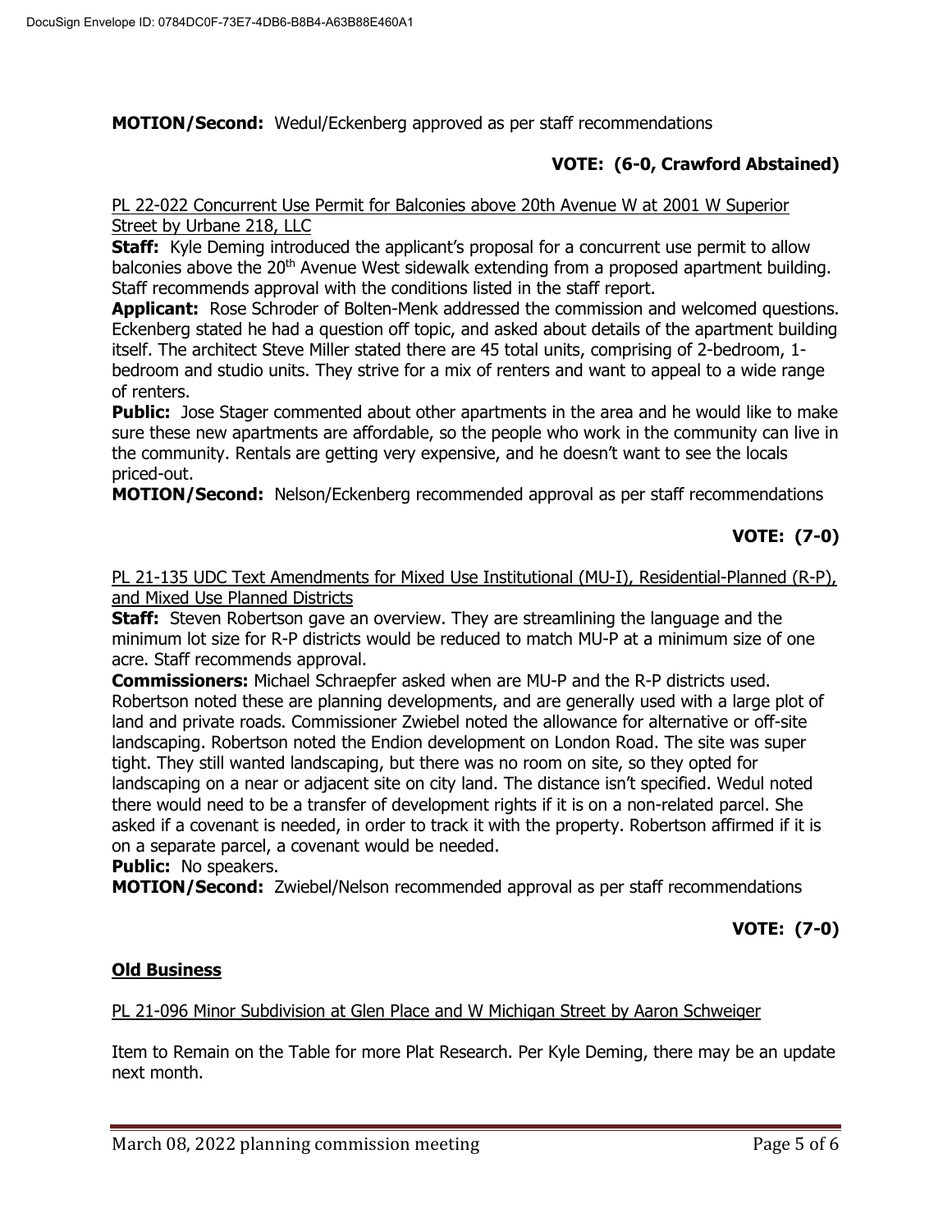**MOTION/Second:** Wedul/Eckenberg approved as per staff recommendations

**VOTE: (6-0, Crawford Abstained)**

PL 22-022 Concurrent Use Permit for Balconies above 20th Avenue W at 2001 W Superior Street by Urbane 218, LLC

**Staff:** Kyle Deming introduced the applicant's proposal for a concurrent use permit to allow balconies above the 20th Avenue West sidewalk extending from a proposed apartment building. Staff recommends approval with the conditions listed in the staff report.

**Applicant:** Rose Schroder of Bolten-Menk addressed the commission and welcomed questions. Eckenberg stated he had a question off topic, and asked about details of the apartment building itself. The architect Steve Miller stated there are 45 total units, comprising of 2-bedroom, 1-bedroom and studio units. They strive for a mix of renters and want to appeal to a wide range of renters.

**Public:** Jose Stager commented about other apartments in the area and he would like to make sure these new apartments are affordable, so the people who work in the community can live in the community. Rentals are getting very expensive, and he doesn't want to see the locals priced-out.

**MOTION/Second:** Nelson/Eckenberg recommended approval as per staff recommendations

**VOTE: (7-0)**

PL 21-135 UDC Text Amendments for Mixed Use Institutional (MU-I), Residential-Planned (R-P), and Mixed Use Planned Districts

**Staff:** Steven Robertson gave an overview. They are streamlining the language and the minimum lot size for R-P districts would be reduced to match MU-P at a minimum size of one acre. Staff recommends approval.

**Commissioners:** Michael Schraepfer asked when are MU-P and the R-P districts used. Robertson noted these are planning developments, and are generally used with a large plot of land and private roads. Commissioner Zwiebel noted the allowance for alternative or off-site landscaping. Robertson noted the Endion development on London Road. The site was super tight. They still wanted landscaping, but there was no room on site, so they opted for landscaping on a near or adjacent site on city land. The distance isn't specified. Wedul noted there would need to be a transfer of development rights if it is on a non-related parcel. She asked if a covenant is needed, in order to track it with the property. Robertson affirmed if it is on a separate parcel, a covenant would be needed.

**Public:** No speakers.

**MOTION/Second:** Zwiebel/Nelson recommended approval as per staff recommendations

**VOTE: (7-0)**

## Old Business

PL 21-096 Minor Subdivision at Glen Place and W Michigan Street by Aaron Schweiger

Item to Remain on the Table for more Plat Research. Per Kyle Deming, there may be an update next month.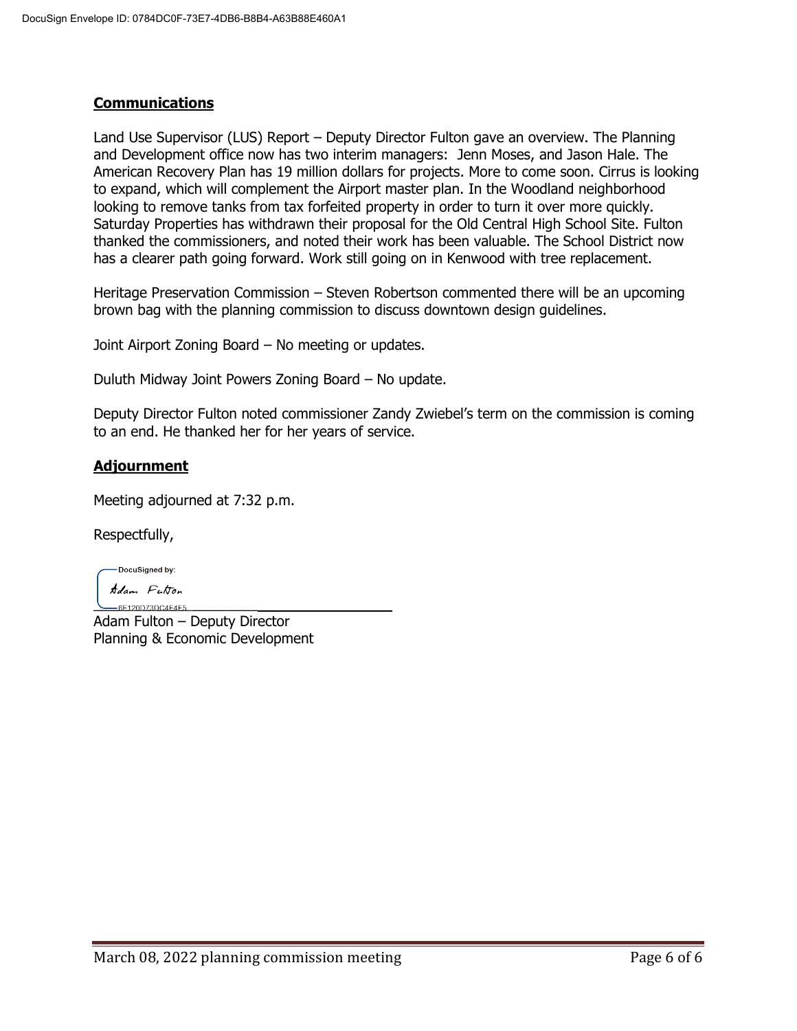## Communications

Land Use Supervisor (LUS) Report – Deputy Director Fulton gave an overview. The Planning and Development office now has two interim managers: Jenn Moses, and Jason Hale. The American Recovery Plan has 19 million dollars for projects. More to come soon. Cirrus is looking to expand, which will complement the Airport master plan. In the Woodland neighborhood looking to remove tanks from tax forfeited property in order to turn it over more quickly. Saturday Properties has withdrawn their proposal for the Old Central High School Site. Fulton thanked the commissioners, and noted their work has been valuable. The School District now has a clearer path going forward. Work still going on in Kenwood with tree replacement.

Heritage Preservation Commission – Steven Robertson commented there will be an upcoming brown bag with the planning commission to discuss downtown design guidelines.

Joint Airport Zoning Board – No meeting or updates.

Duluth Midway Joint Powers Zoning Board – No update.

Deputy Director Fulton noted commissioner Zandy Zwiebel's term on the commission is coming to an end. He thanked her for her years of service.

## Adjournment

Meeting adjourned at 7:32 p.m.

Respectfully,

DocuSigned by:

Adam Fulton

6E120D73DC4E4E5...

Adam Fulton – Deputy Director
Planning & Economic Development